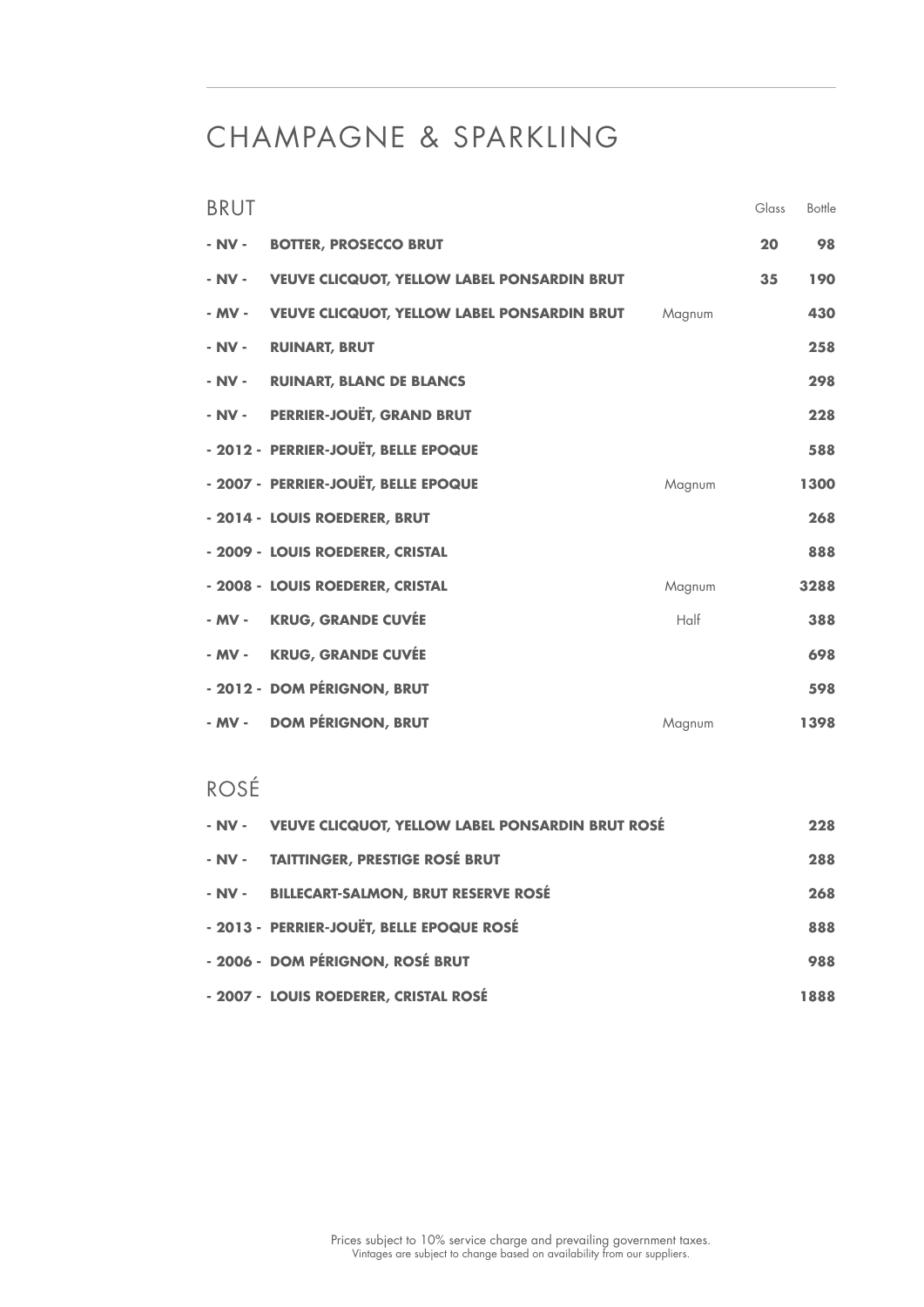# CHAMPAGNE & SPARKLING

## BRUT

| Vintage | Wine | Size | Glass | Bottle |
|---|---|---|---|---|
| - NV - | **BOTTER, PROSECCO BRUT** | | **20** | **98** |
| - NV - | **VEUVE CLICQUOT, YELLOW LABEL PONSARDIN BRUT** | | **35** | **190** |
| - MV - | **VEUVE CLICQUOT, YELLOW LABEL PONSARDIN BRUT** | Magnum | | **430** |
| - NV - | **RUINART, BRUT** | | | **258** |
| - NV - | **RUINART, BLANC DE BLANCS** | | | **298** |
| - NV - | **PERRIER-JOUËT, GRAND BRUT** | | | **228** |
| - 2012 - | **PERRIER-JOUËT, BELLE EPOQUE** | | | **588** |
| - 2007 - | **PERRIER-JOUËT, BELLE EPOQUE** | Magnum | | **1300** |
| - 2014 - | **LOUIS ROEDERER, BRUT** | | | **268** |
| - 2009 - | **LOUIS ROEDERER, CRISTAL** | | | **888** |
| - 2008 - | **LOUIS ROEDERER, CRISTAL** | Magnum | | **3288** |
| - MV - | **KRUG, GRANDE CUVÉE** | Half | | **388** |
| - MV - | **KRUG, GRANDE CUVÉE** | | | **698** |
| - 2012 - | **DOM PÉRIGNON, BRUT** | | | **598** |
| - MV - | **DOM PÉRIGNON, BRUT** | Magnum | | **1398** |

## ROSÉ

| Vintage | Wine | Bottle |
|---|---|---|
| - NV - | **VEUVE CLICQUOT, YELLOW LABEL PONSARDIN BRUT ROSÉ** | **228** |
| - NV - | **TAITTINGER, PRESTIGE ROSÉ BRUT** | **288** |
| - NV - | **BILLECART-SALMON, BRUT RESERVE ROSÉ** | **268** |
| - 2013 - | **PERRIER-JOUËT, BELLE EPOQUE ROSÉ** | **888** |
| - 2006 - | **DOM PÉRIGNON, ROSÉ BRUT** | **988** |
| - 2007 - | **LOUIS ROEDERER, CRISTAL ROSÉ** | **1888** |

Prices subject to 10% service charge and prevailing government taxes.
Vintages are subject to change based on availability from our suppliers.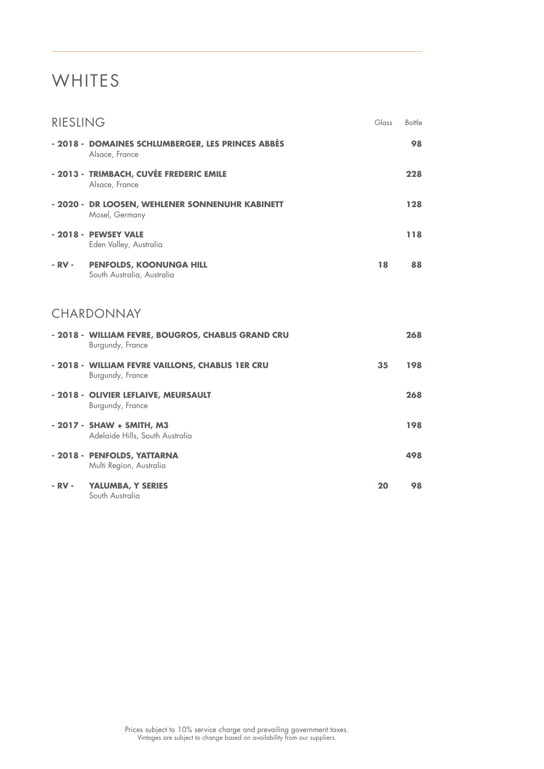# WHITES

## RIESLING

| | | Glass | Bottle |
|---|---|---|---|
| - 2018 - | **DOMAINES SCHLUMBERGER, LES PRINCES ABBÉS**<br>Alsace, France | | **98** |
| - 2013 - | **TRIMBACH, CUVÉE FREDERIC EMILE**<br>Alsace, France | | **228** |
| - 2020 - | **DR LOOSEN, WEHLENER SONNENUHR KABINETT**<br>Mosel, Germany | | **128** |
| - 2018 - | **PEWSEY VALE**<br>Eden Valley, Australia | | **118** |
| - RV - | **PENFOLDS, KOONUNGA HILL**<br>South Australia, Australia | **18** | **88** |

## CHARDONNAY

| | | Glass | Bottle |
|---|---|---|---|
| - 2018 - | **WILLIAM FEVRE, BOUGROS, CHABLIS GRAND CRU**<br>Burgundy, France | | **268** |
| - 2018 - | **WILLIAM FEVRE VAILLONS, CHABLIS 1ER CRU**<br>Burgundy, France | **35** | **198** |
| - 2018 - | **OLIVIER LEFLAIVE, MEURSAULT**<br>Burgundy, France | | **268** |
| - 2017 - | **SHAW + SMITH, M3**<br>Adelaide Hills, South Australia | | **198** |
| - 2018 - | **PENFOLDS, YATTARNA**<br>Multi Region, Australia | | **498** |
| - RV - | **YALUMBA, Y SERIES**<br>South Australia | **20** | **98** |

Prices subject to 10% service charge and prevailing government taxes.
Vintages are subject to change based on availability from our suppliers.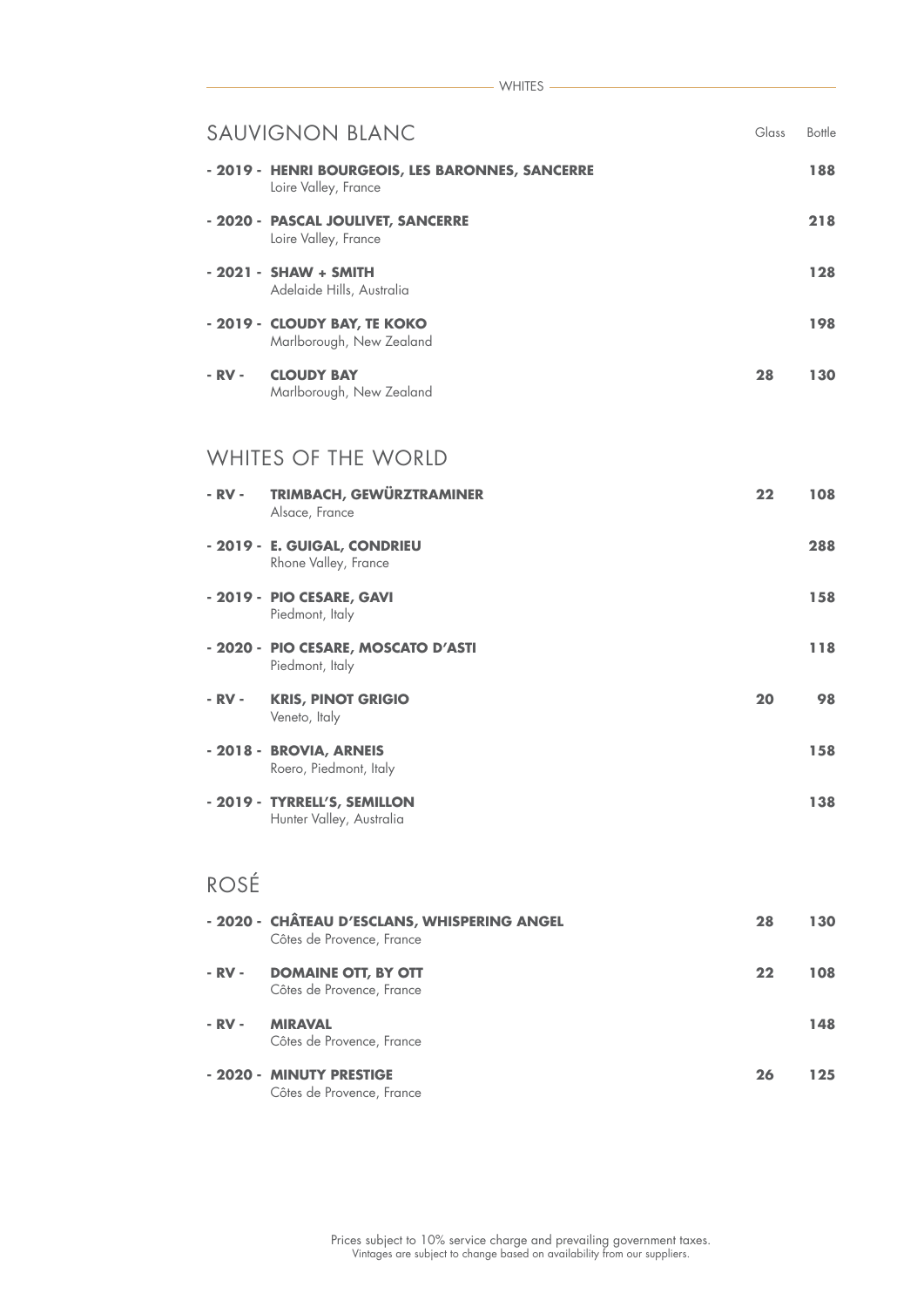# WHITES

## SAUVIGNON BLANC

| Vintage | Wine | Glass | Bottle |
|---|---|---|---|
| - 2019 - | **HENRI BOURGEOIS, LES BARONNES, SANCERRE**<br>Loire Valley, France | | 188 |
| - 2020 - | **PASCAL JOULIVET, SANCERRE**<br>Loire Valley, France | | 218 |
| - 2021 - | **SHAW + SMITH**<br>Adelaide Hills, Australia | | 128 |
| - 2019 - | **CLOUDY BAY, TE KOKO**<br>Marlborough, New Zealand | | 198 |
| - RV - | **CLOUDY BAY**<br>Marlborough, New Zealand | 28 | 130 |

## WHITES OF THE WORLD

| Vintage | Wine | Glass | Bottle |
|---|---|---|---|
| - RV - | **TRIMBACH, GEWÜRZTRAMINER**<br>Alsace, France | 22 | 108 |
| - 2019 - | **E. GUIGAL, CONDRIEU**<br>Rhone Valley, France | | 288 |
| - 2019 - | **PIO CESARE, GAVI**<br>Piedmont, Italy | | 158 |
| - 2020 - | **PIO CESARE, MOSCATO D'ASTI**<br>Piedmont, Italy | | 118 |
| - RV - | **KRIS, PINOT GRIGIO**<br>Veneto, Italy | 20 | 98 |
| - 2018 - | **BROVIA, ARNEIS**<br>Roero, Piedmont, Italy | | 158 |
| - 2019 - | **TYRRELL'S, SEMILLON**<br>Hunter Valley, Australia | | 138 |

## ROSÉ

| Vintage | Wine | Glass | Bottle |
|---|---|---|---|
| - 2020 - | **CHÂTEAU D'ESCLANS, WHISPERING ANGEL**<br>Côtes de Provence, France | 28 | 130 |
| - RV - | **DOMAINE OTT, BY OTT**<br>Côtes de Provence, France | 22 | 108 |
| - RV - | **MIRAVAL**<br>Côtes de Provence, France | | 148 |
| - 2020 - | **MINUTY PRESTIGE**<br>Côtes de Provence, France | 26 | 125 |

Prices subject to 10% service charge and prevailing government taxes.
Vintages are subject to change based on availability from our suppliers.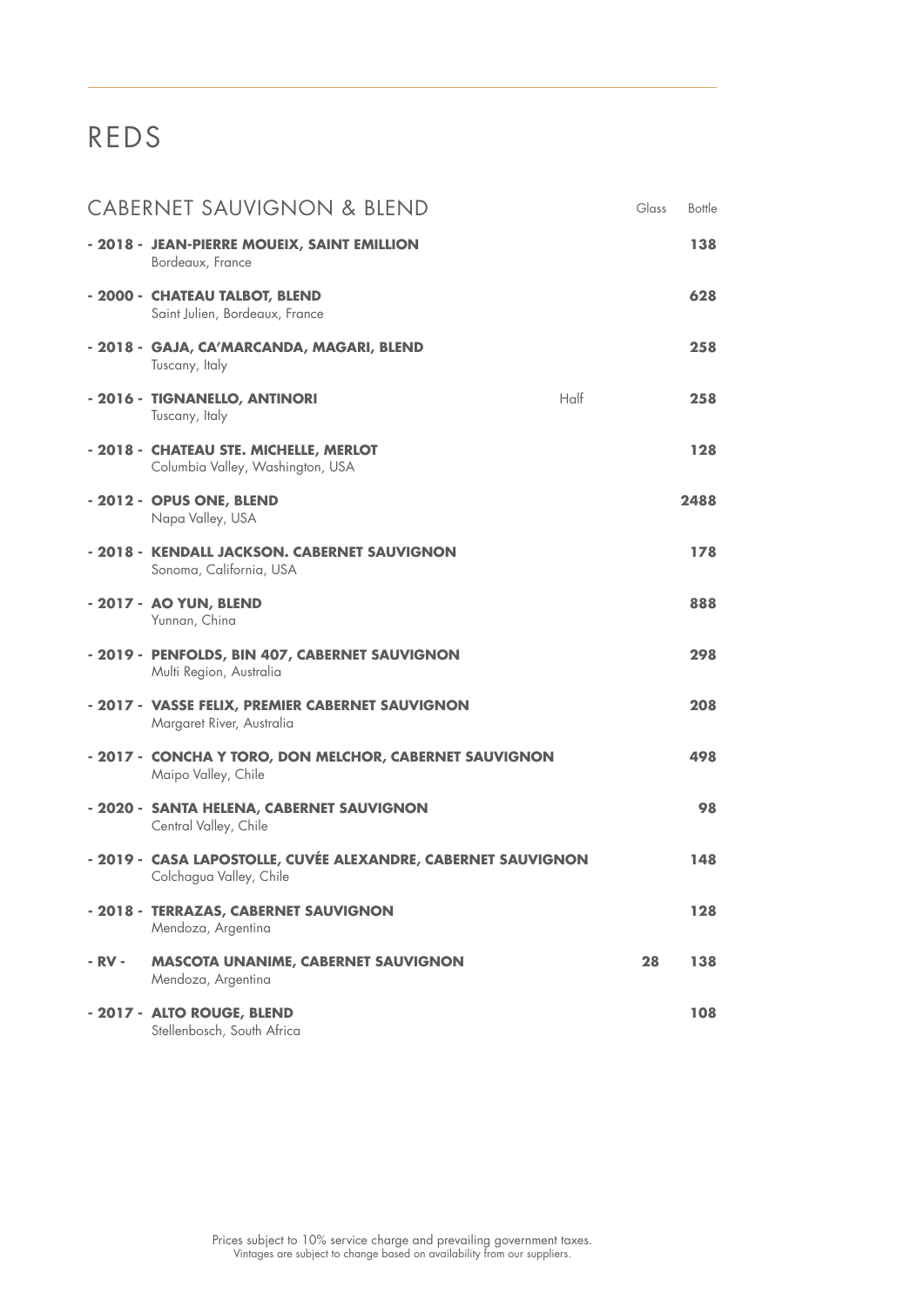# REDS

## CABERNET SAUVIGNON & BLEND

| Vintage | Wine | | Glass | Bottle |
|---|---|---|---|---|
| - 2018 - | **JEAN-PIERRE MOUEIX, SAINT EMILLION**<br>Bordeaux, France | | | **138** |
| - 2000 - | **CHATEAU TALBOT, BLEND**<br>Saint Julien, Bordeaux, France | | | **628** |
| - 2018 - | **GAJA, CA'MARCANDA, MAGARI, BLEND**<br>Tuscany, Italy | | | **258** |
| - 2016 - | **TIGNANELLO, ANTINORI**<br>Tuscany, Italy | Half | | **258** |
| - 2018 - | **CHATEAU STE. MICHELLE, MERLOT**<br>Columbia Valley, Washington, USA | | | **128** |
| - 2012 - | **OPUS ONE, BLEND**<br>Napa Valley, USA | | | **2488** |
| - 2018 - | **KENDALL JACKSON. CABERNET SAUVIGNON**<br>Sonoma, California, USA | | | **178** |
| - 2017 - | **AO YUN, BLEND**<br>Yunnan, China | | | **888** |
| - 2019 - | **PENFOLDS, BIN 407, CABERNET SAUVIGNON**<br>Multi Region, Australia | | | **298** |
| - 2017 - | **VASSE FELIX, PREMIER CABERNET SAUVIGNON**<br>Margaret River, Australia | | | **208** |
| - 2017 - | **CONCHA Y TORO, DON MELCHOR, CABERNET SAUVIGNON**<br>Maipo Valley, Chile | | | **498** |
| - 2020 - | **SANTA HELENA, CABERNET SAUVIGNON**<br>Central Valley, Chile | | | **98** |
| - 2019 - | **CASA LAPOSTOLLE, CUVÉE ALEXANDRE, CABERNET SAUVIGNON**<br>Colchagua Valley, Chile | | | **148** |
| - 2018 - | **TERRAZAS, CABERNET SAUVIGNON**<br>Mendoza, Argentina | | | **128** |
| - RV - | **MASCOTA UNANIME, CABERNET SAUVIGNON**<br>Mendoza, Argentina | | **28** | **138** |
| - 2017 - | **ALTO ROUGE, BLEND**<br>Stellenbosch, South Africa | | | **108** |

Prices subject to 10% service charge and prevailing government taxes.
Vintages are subject to change based on availability from our suppliers.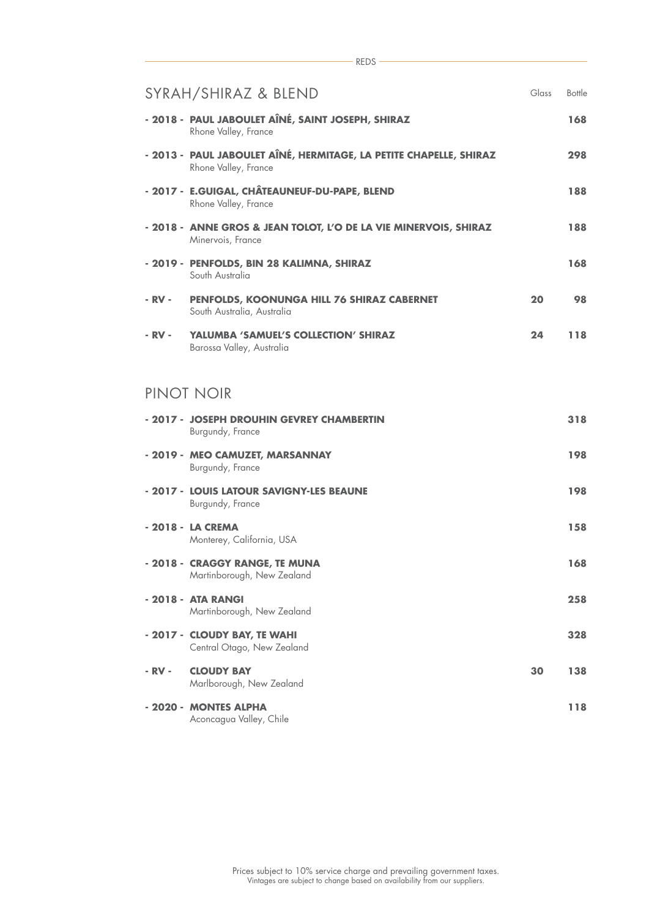REDS

## SYRAH/SHIRAZ & BLEND

| Vintage | Wine | Glass | Bottle |
|---|---|---|---|
| - 2018 - | **PAUL JABOULET AÎNÉ, SAINT JOSEPH, SHIRAZ**<br>Rhone Valley, France | | 168 |
| - 2013 - | **PAUL JABOULET AÎNÉ, HERMITAGE, LA PETITE CHAPELLE, SHIRAZ**<br>Rhone Valley, France | | 298 |
| - 2017 - | **E.GUIGAL, CHÂTEAUNEUF-DU-PAPE, BLEND**<br>Rhone Valley, France | | 188 |
| - 2018 - | **ANNE GROS & JEAN TOLOT, L'O DE LA VIE MINERVOIS, SHIRAZ**<br>Minervois, France | | 188 |
| - 2019 - | **PENFOLDS, BIN 28 KALIMNA, SHIRAZ**<br>South Australia | | 168 |
| - RV - | **PENFOLDS, KOONUNGA HILL 76 SHIRAZ CABERNET**<br>South Australia, Australia | 20 | 98 |
| - RV - | **YALUMBA 'SAMUEL'S COLLECTION' SHIRAZ**<br>Barossa Valley, Australia | 24 | 118 |

## PINOT NOIR

| Vintage | Wine | Glass | Bottle |
|---|---|---|---|
| - 2017 - | **JOSEPH DROUHIN GEVREY CHAMBERTIN**<br>Burgundy, France | | 318 |
| - 2019 - | **MEO CAMUZET, MARSANNAY**<br>Burgundy, France | | 198 |
| - 2017 - | **LOUIS LATOUR SAVIGNY-LES BEAUNE**<br>Burgundy, France | | 198 |
| - 2018 - | **LA CREMA**<br>Monterey, California, USA | | 158 |
| - 2018 - | **CRAGGY RANGE, TE MUNA**<br>Martinborough, New Zealand | | 168 |
| - 2018 - | **ATA RANGI**<br>Martinborough, New Zealand | | 258 |
| - 2017 - | **CLOUDY BAY, TE WAHI**<br>Central Otago, New Zealand | | 328 |
| - RV - | **CLOUDY BAY**<br>Marlborough, New Zealand | 30 | 138 |
| - 2020 - | **MONTES ALPHA**<br>Aconcagua Valley, Chile | | 118 |

Prices subject to 10% service charge and prevailing government taxes.
Vintages are subject to change based on availability from our suppliers.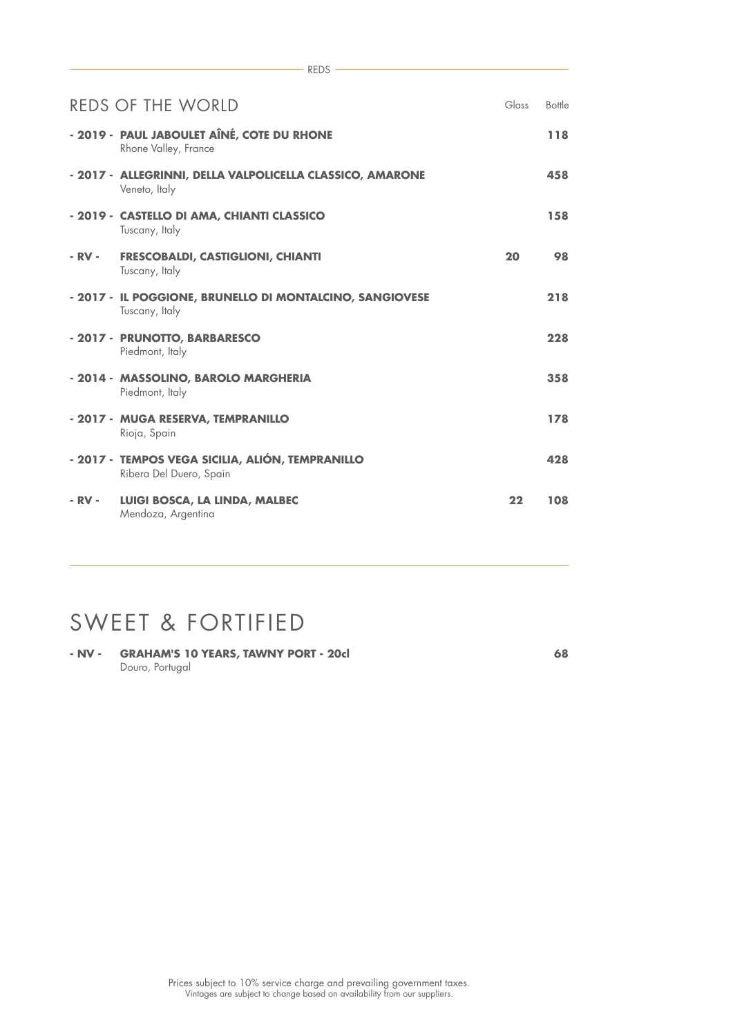## REDS OF THE WORLD

| | | Glass | Bottle |
|---|---|---|---|
| - 2019 - | **PAUL JABOULET AÎNÉ, COTE DU RHONE**<br>Rhone Valley, France | | **118** |
| - 2017 - | **ALLEGRINNI, DELLA VALPOLICELLA CLASSICO, AMARONE**<br>Veneto, Italy | | **458** |
| - 2019 - | **CASTELLO DI AMA, CHIANTI CLASSICO**<br>Tuscany, Italy | | **158** |
| - RV - | **FRESCOBALDI, CASTIGLIONI, CHIANTI**<br>Tuscany, Italy | **20** | **98** |
| - 2017 - | **IL POGGIONE, BRUNELLO DI MONTALCINO, SANGIOVESE**<br>Tuscany, Italy | | **218** |
| - 2017 - | **PRUNOTTO, BARBARESCO**<br>Piedmont, Italy | | **228** |
| - 2014 - | **MASSOLINO, BAROLO MARGHERIA**<br>Piedmont, Italy | | **358** |
| - 2017 - | **MUGA RESERVA, TEMPRANILLO**<br>Rioja, Spain | | **178** |
| - 2017 - | **TEMPOS VEGA SICILIA, ALIÓN, TEMPRANILLO**<br>Ribera Del Duero, Spain | | **428** |
| - RV - | **LUIGI BOSCA, LA LINDA, MALBEC**<br>Mendoza, Argentina | **22** | **108** |

## SWEET & FORTIFIED

| | | Bottle |
|---|---|---|
| - NV - | **GRAHAM'S 10 YEARS, TAWNY PORT - 20cl**<br>Douro, Portugal | **68** |

Prices subject to 10% service charge and prevailing government taxes.
Vintages are subject to change based on availability from our suppliers.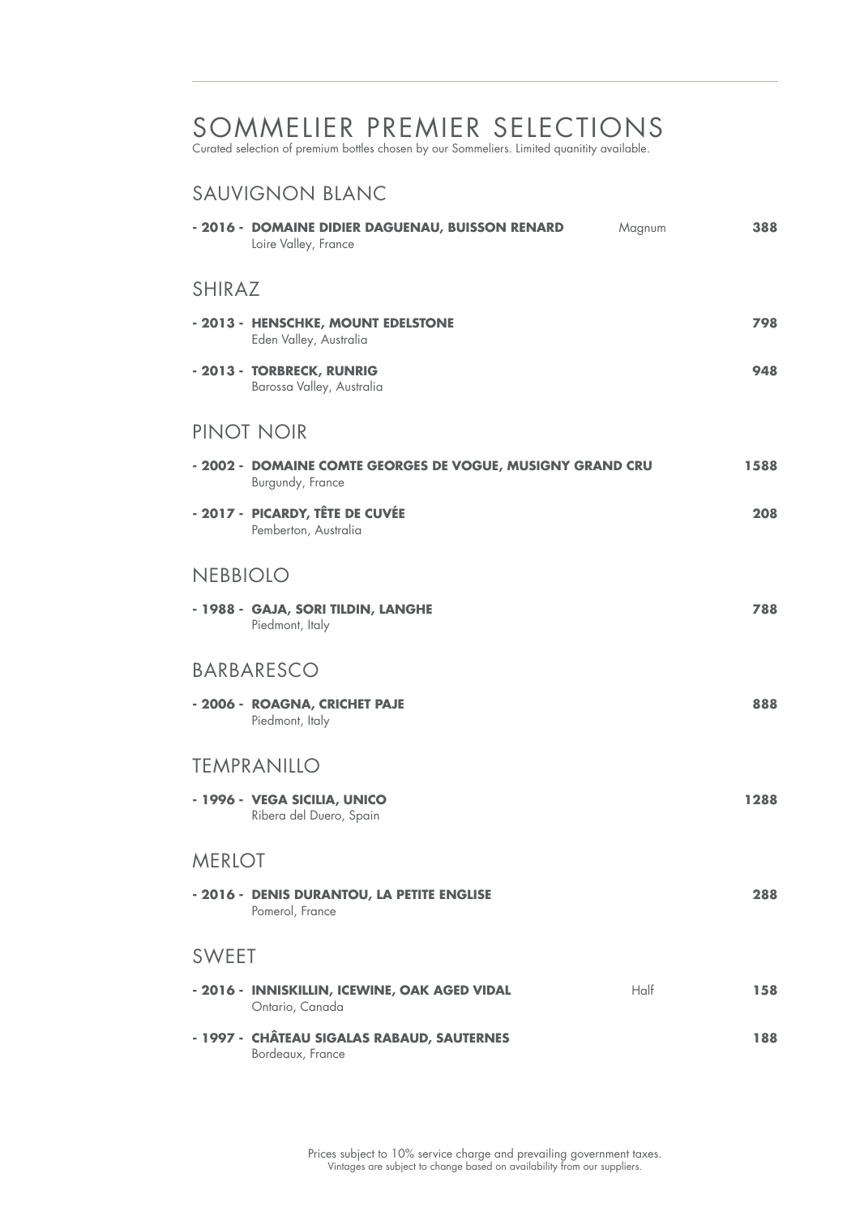# SOMMELIER PREMIER SELECTIONS

Curated selection of premium bottles chosen by our Sommeliers. Limited quanitity available.

## SAUVIGNON BLANC

**- 2016 - DOMAINE DIDIER DAGUENAU, BUISSON RENARD** Magnum **388**
Loire Valley, France

## SHIRAZ

**- 2013 - HENSCHKE, MOUNT EDELSTONE** **798**
Eden Valley, Australia

**- 2013 - TORBRECK, RUNRIG** **948**
Barossa Valley, Australia

## PINOT NOIR

**- 2002 - DOMAINE COMTE GEORGES DE VOGUE, MUSIGNY GRAND CRU** **1588**
Burgundy, France

**- 2017 - PICARDY, TÊTE DE CUVÉE** **208**
Pemberton, Australia

## NEBBIOLO

**- 1988 - GAJA, SORI TILDIN, LANGHE** **788**
Piedmont, Italy

## BARBARESCO

**- 2006 - ROAGNA, CRICHET PAJE** **888**
Piedmont, Italy

## TEMPRANILLO

**- 1996 - VEGA SICILIA, UNICO** **1288**
Ribera del Duero, Spain

## MERLOT

**- 2016 - DENIS DURANTOU, LA PETITE ENGLISE** **288**
Pomerol, France

## SWEET

**- 2016 - INNISKILLIN, ICEWINE, OAK AGED VIDAL** Half **158**
Ontario, Canada

**- 1997 - CHÂTEAU SIGALAS RABAUD, SAUTERNES** **188**
Bordeaux, France

Prices subject to 10% service charge and prevailing government taxes.
Vintages are subject to change based on availability from our suppliers.